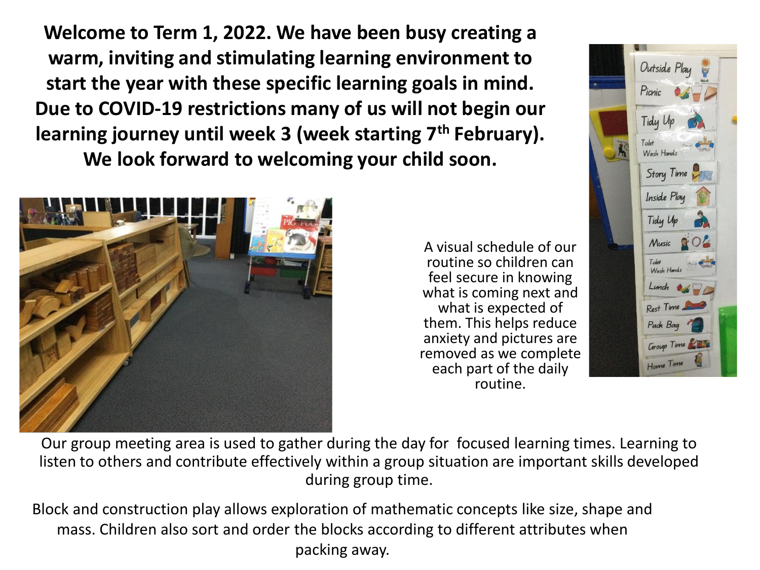**Welcome to Term 1, 2022. We have been busy creating a warm, inviting and stimulating learning environment to start the year with these specific learning goals in mind. Due to COVID-19 restrictions many of us will not begin our learning journey until week 3 (week starting 7th February). We look forward to welcoming your child soon.**

A visual schedule of our routine so children can feel secure in knowing what is coming next and what is expected of them. This helps reduce anxiety and pictures are removed as we complete each part of the daily routine.

Our group meeting area is used to gather during the day for focused learning times. Learning to listen to others and contribute effectively within a group situation are important skills developed during group time.

Block and construction play allows exploration of mathematic concepts like size, shape and mass. Children also sort and order the blocks according to different attributes when packing away.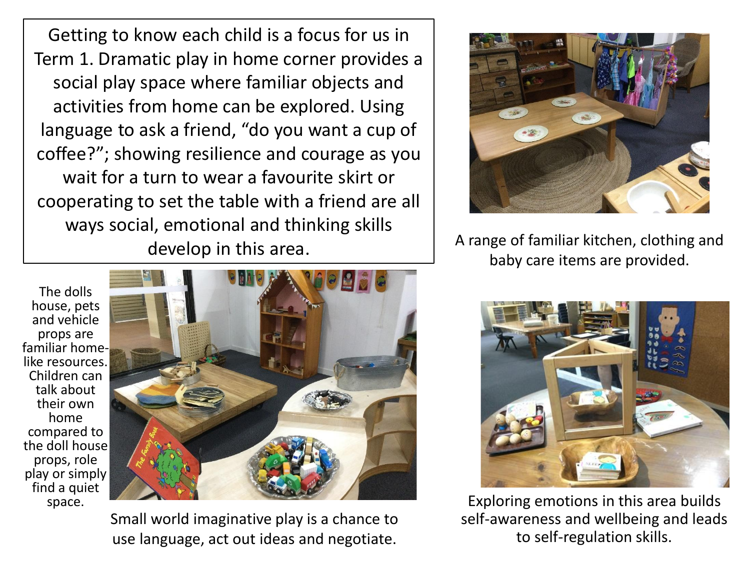Getting to know each child is a focus for us in Term 1. Dramatic play in home corner provides a social play space where familiar objects and activities from home can be explored. Using language to ask a friend, "do you want a cup of coffee?"; showing resilience and courage as you wait for a turn to wear a favourite skirt or cooperating to set the table with a friend are all ways social, emotional and thinking skills develop in this area.

A range of familiar kitchen, clothing and baby care items are provided.

The dolls house, pets and vehicle props are familiar home-like resources. Children can talk about their own home compared to the doll house props, role play or simply find a quiet space.

Small world imaginative play is a chance to use language, act out ideas and negotiate.

Exploring emotions in this area builds self-awareness and wellbeing and leads to self-regulation skills.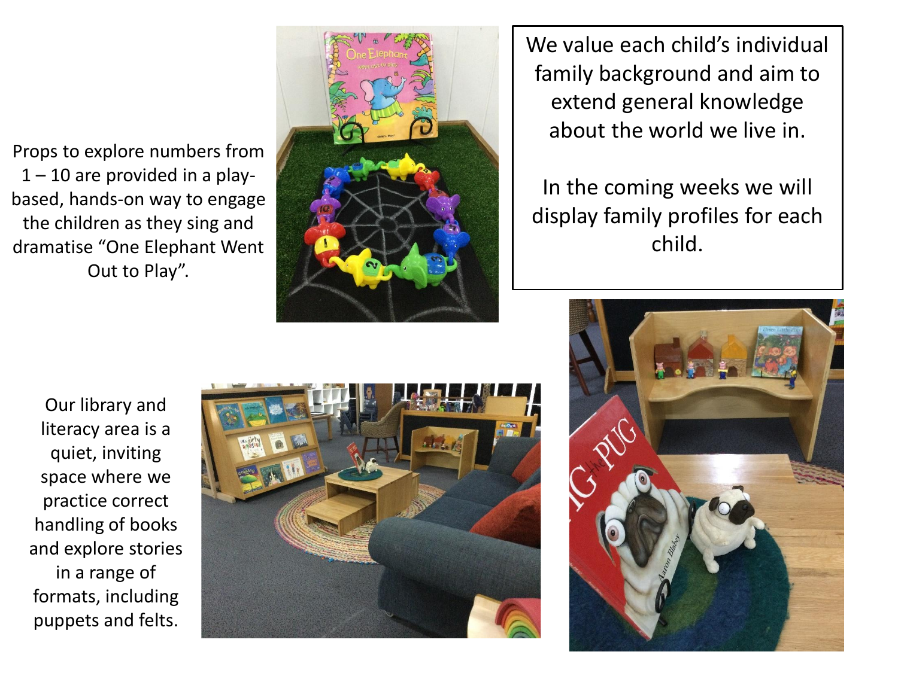Props to explore numbers from 1 – 10 are provided in a play-based, hands-on way to engage the children as they sing and dramatise "One Elephant Went Out to Play".

We value each child's individual family background and aim to extend general knowledge about the world we live in.

In the coming weeks we will display family profiles for each child.

Our library and literacy area is a quiet, inviting space where we practice correct handling of books and explore stories in a range of formats, including puppets and felts.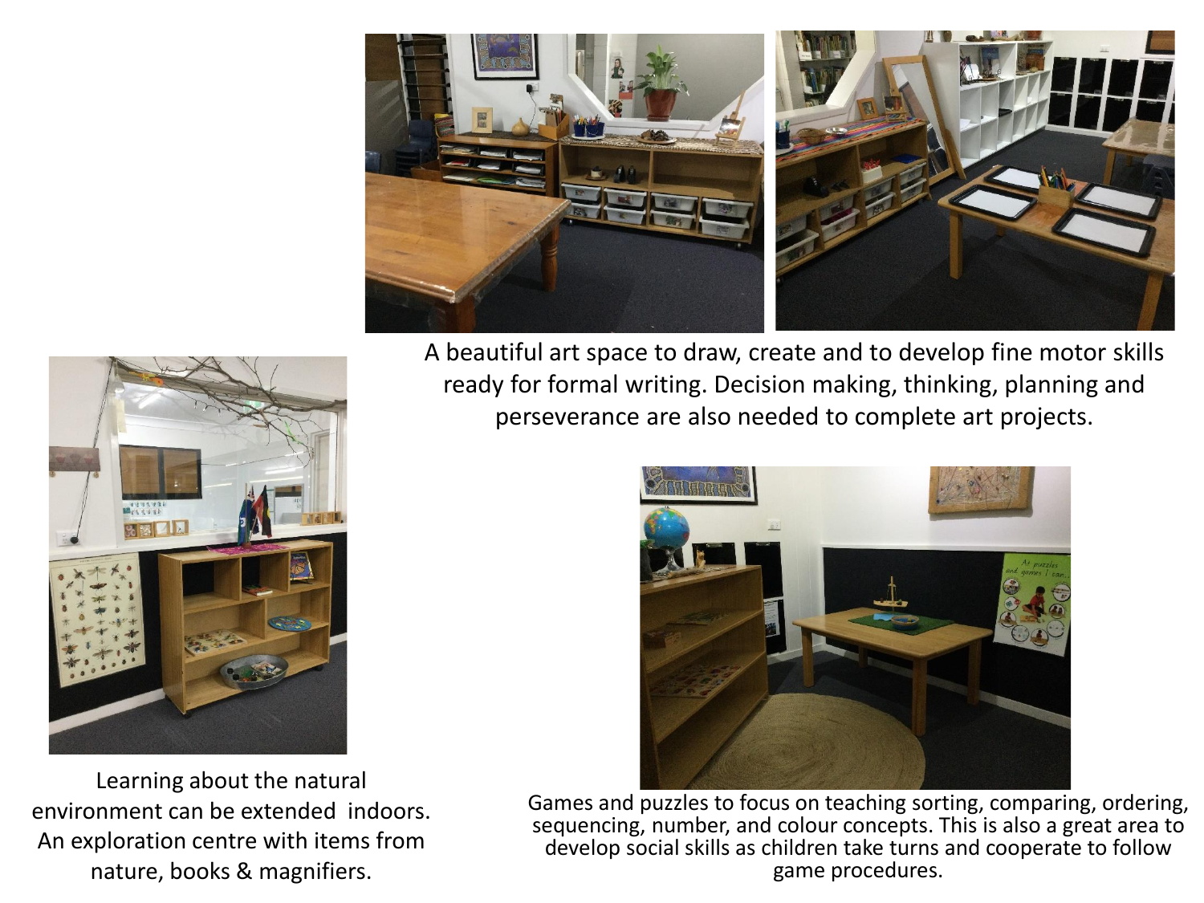A beautiful art space to draw, create and to develop fine motor skills ready for formal writing. Decision making, thinking, planning and perseverance are also needed to complete art projects.

Learning about the natural environment can be extended indoors. An exploration centre with items from nature, books & magnifiers.

Games and puzzles to focus on teaching sorting, comparing, ordering, sequencing, number, and colour concepts. This is also a great area to develop social skills as children take turns and cooperate to follow game procedures.